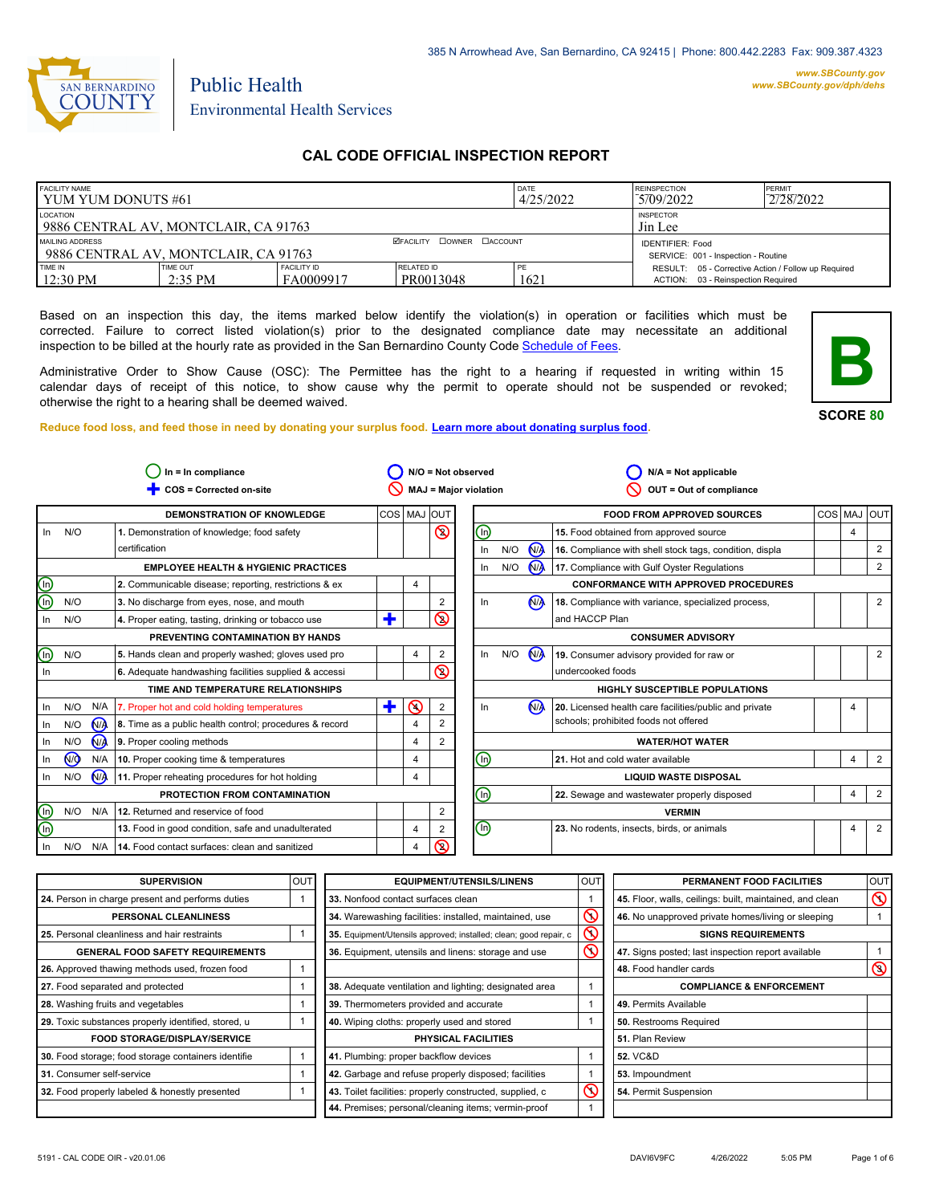385 N Arrowhead Ave, San Bernardino, CA 92415 | Phone: 800.442.2283 Fax: 909.387.4323

www.SBCounty.gov
www.SBCounty.gov/dph/dehs

SAN BERNARDINO COUNTY

Public Health
Environmental Health Services

# CAL CODE OFFICIAL INSPECTION REPORT

| FACILITY NAME | | | | DATE | REINSPECTION | PERMIT |
|---|---|---|---|---|---|---|
| YUM YUM DONUTS #61 | | | | 4/25/2022 | 5/09/2022 | 2/28/2022 |
| LOCATION | | | | | INSPECTOR | |
| 9886 CENTRAL AV, MONTCLAIR, CA 91763 | | | | | Jin Lee | |
| MAILING ADDRESS | | ☑FACILITY ☐OWNER ☐ACCOUNT | | | IDENTIFIER: Food | |
| 9886 CENTRAL AV, MONTCLAIR, CA 91763 | | | | | SERVICE: 001 - Inspection - Routine | |
| TIME IN | TIME OUT | FACILITY ID | RELATED ID | PE | RESULT: 05 - Corrective Action / Follow up Required | |
| 12:30 PM | 2:35 PM | FA0009917 | PR0013048 | 1621 | ACTION: 03 - Reinspection Required | |

Based on an inspection this day, the items marked below identify the violation(s) in operation or facilities which must be corrected. Failure to correct listed violation(s) prior to the designated compliance date may necessitate an additional inspection to be billed at the hourly rate as provided in the San Bernardino County Code Schedule of Fees.

Administrative Order to Show Cause (OSC): The Permittee has the right to a hearing if requested in writing within 15 calendar days of receipt of this notice, to show cause why the permit to operate should not be suspended or revoked; otherwise the right to a hearing shall be deemed waived.

**B**

**SCORE 80**

**Reduce food loss, and feed those in need by donating your surplus food. Learn more about donating surplus food.**

In = In compliance; N/O = Not observed; N/A = Not applicable; COS = Corrected on-site; MAJ = Major violation; OUT = Out of compliance

| | | | DEMONSTRATION OF KNOWLEDGE | COS | MAJ | OUT |
|---|---|---|---|---|---|---|
| In | N/O | | 1. Demonstration of knowledge; food safety certification | | | ⊗ |
| | | | **EMPLOYEE HEALTH & HYGIENIC PRACTICES** | | | |
| (In) | | | 2. Communicable disease; reporting, restrictions & ex | | 4 | |
| (In) | N/O | | 3. No discharge from eyes, nose, and mouth | | | 2 |
| In | N/O | | 4. Proper eating, tasting, drinking or tobacco use | + | | ⊗ |
| | | | **PREVENTING CONTAMINATION BY HANDS** | | | |
| (In) | N/O | | 5. Hands clean and properly washed; gloves used pro | | 4 | 2 |
| In | | | 6. Adequate handwashing facilities supplied & accessi | | | ⊗ |
| | | | **TIME AND TEMPERATURE RELATIONSHIPS** | | | |
| In | N/O | N/A | 7. Proper hot and cold holding temperatures | + | ⊗ | 2 |
| In | N/O | (N/A) | 8. Time as a public health control; procedures & record | | 4 | 2 |
| In | N/O | (N/A) | 9. Proper cooling methods | | 4 | 2 |
| In | (N/O) | N/A | 10. Proper cooking time & temperatures | | 4 | |
| In | N/O | (N/A) | 11. Proper reheating procedures for hot holding | | 4 | |
| | | | **PROTECTION FROM CONTAMINATION** | | | |
| (In) | N/O | N/A | 12. Returned and reservice of food | | | 2 |
| (In) | | | 13. Food in good condition, safe and unadulterated | | 4 | 2 |
| In | N/O | N/A | 14. Food contact surfaces: clean and sanitized | | 4 | ⊗ |

| | | | FOOD FROM APPROVED SOURCES | COS | MAJ | OUT |
|---|---|---|---|---|---|---|
| (In) | | | 15. Food obtained from approved source | | 4 | |
| In | N/O | (N/A) | 16. Compliance with shell stock tags, condition, displa | | | 2 |
| In | N/O | (N/A) | 17. Compliance with Gulf Oyster Regulations | | | 2 |
| | | | **CONFORMANCE WITH APPROVED PROCEDURES** | | | |
| In | | (N/A) | 18. Compliance with variance, specialized process, and HACCP Plan | | | 2 |
| | | | **CONSUMER ADVISORY** | | | |
| In | N/O | (N/A) | 19. Consumer advisory provided for raw or undercooked foods | | | 2 |
| | | | **HIGHLY SUSCEPTIBLE POPULATIONS** | | | |
| In | | (N/A) | 20. Licensed health care facilities/public and private schools; prohibited foods not offered | | 4 | |
| | | | **WATER/HOT WATER** | | | |
| (In) | | | 21. Hot and cold water available | | 4 | 2 |
| | | | **LIQUID WASTE DISPOSAL** | | | |
| (In) | | | 22. Sewage and wastewater properly disposed | | 4 | 2 |
| | | | **VERMIN** | | | |
| (In) | | | 23. No rodents, insects, birds, or animals | | 4 | 2 |

| SUPERVISION | OUT |
|---|---|
| 24. Person in charge present and performs duties | 1 |
| **PERSONAL CLEANLINESS** | |
| 25. Personal cleanliness and hair restraints | 1 |
| **GENERAL FOOD SAFETY REQUIREMENTS** | |
| 26. Approved thawing methods used, frozen food | 1 |
| 27. Food separated and protected | 1 |
| 28. Washing fruits and vegetables | 1 |
| 29. Toxic substances properly identified, stored, u | 1 |
| **FOOD STORAGE/DISPLAY/SERVICE** | |
| 30. Food storage; food storage containers identifie | 1 |
| 31. Consumer self-service | 1 |
| 32. Food properly labeled & honestly presented | 1 |

| EQUIPMENT/UTENSILS/LINENS | OUT |
|---|---|
| 33. Nonfood contact surfaces clean | 1 |
| 34. Warewashing facilities: installed, maintained, use | ⊗ |
| 35. Equipment/Utensils approved; installed; clean; good repair, c | ⊗ |
| 36. Equipment, utensils and linens: storage and use | ⊗ |
| 38. Adequate ventilation and lighting; designated area | 1 |
| 39. Thermometers provided and accurate | 1 |
| 40. Wiping cloths: properly used and stored | 1 |
| **PHYSICAL FACILITIES** | |
| 41. Plumbing: proper backflow devices | 1 |
| 42. Garbage and refuse properly disposed; facilities | 1 |
| 43. Toilet facilities: properly constructed, supplied, c | ⊗ |
| 44. Premises; personal/cleaning items; vermin-proof | 1 |

| PERMANENT FOOD FACILITIES | OUT |
|---|---|
| 45. Floor, walls, ceilings: built, maintained, and clean | ⊗ |
| 46. No unapproved private homes/living or sleeping | 1 |
| **SIGNS REQUIREMENTS** | |
| 47. Signs posted; last inspection report available | 1 |
| 48. Food handler cards | ⊗ |
| **COMPLIANCE & ENFORCEMENT** | |
| 49. Permits Available | |
| 50. Restrooms Required | |
| 51. Plan Review | |
| 52. VC&D | |
| 53. Impoundment | |
| 54. Permit Suspension | |

5191 - CAL CODE OIR - v20.01.06 DAVI6V9FC 4/26/2022 5:05 PM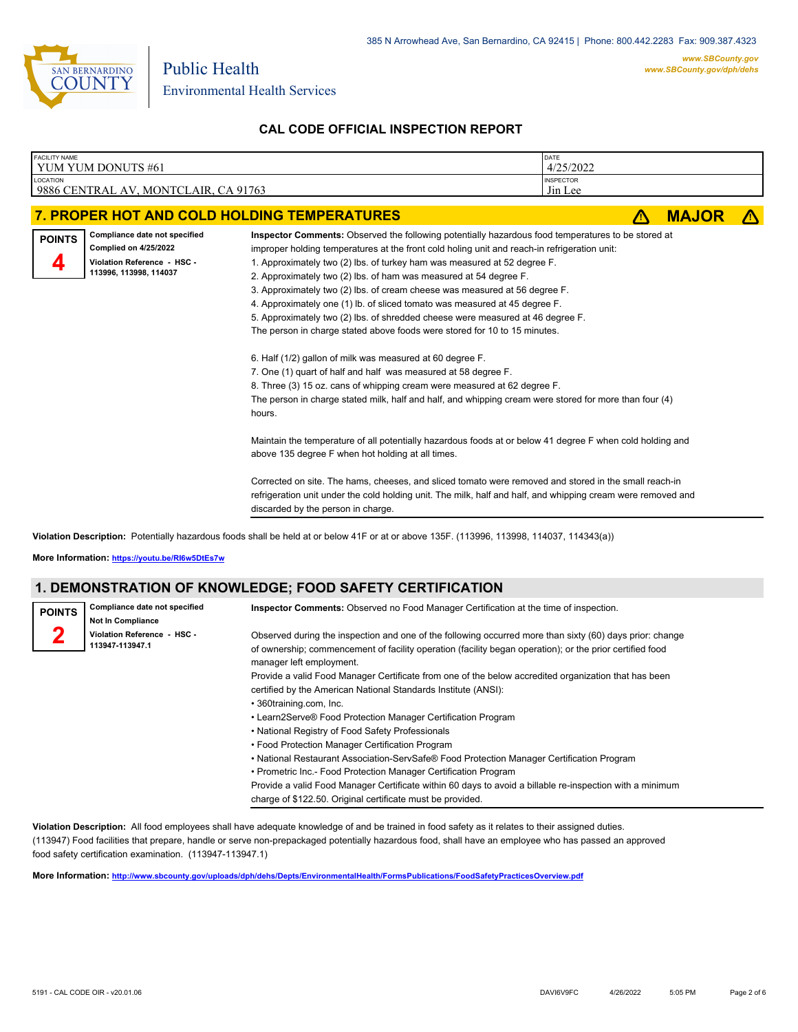## CAL CODE OFFICIAL INSPECTION REPORT

| FACILITY NAME | DATE |
|---|---|
| YUM YUM DONUTS #61 | 4/25/2022 |
| **LOCATION** | **INSPECTOR** |
| 9886 CENTRAL AV, MONTCLAIR, CA 91763 | Jin Lee |

## 7. PROPER HOT AND COLD HOLDING TEMPERATURES — ⚠ MAJOR ⚠

**POINTS 4**

**Compliance date not specified**
**Complied on 4/25/2022**
**Violation Reference - HSC - 113996, 113998, 114037**

**Inspector Comments:** Observed the following potentially hazardous food temperatures to be stored at improper holding temperatures at the front cold holing unit and reach-in refrigeration unit:

1. Approximately two (2) lbs. of turkey ham was measured at 52 degree F.
2. Approximately two (2) lbs. of ham was measured at 54 degree F.
3. Approximately two (2) lbs. of cream cheese was measured at 56 degree F.
4. Approximately one (1) lb. of sliced tomato was measured at 45 degree F.
5. Approximately two (2) lbs. of shredded cheese were measured at 46 degree F.

The person in charge stated above foods were stored for 10 to 15 minutes.

6. Half (1/2) gallon of milk was measured at 60 degree F.
7. One (1) quart of half and half was measured at 58 degree F.
8. Three (3) 15 oz. cans of whipping cream were measured at 62 degree F.

The person in charge stated milk, half and half, and whipping cream were stored for more than four (4) hours.

Maintain the temperature of all potentially hazardous foods at or below 41 degree F when cold holding and above 135 degree F when hot holding at all times.

Corrected on site. The hams, cheeses, and sliced tomato were removed and stored in the small reach-in refrigeration unit under the cold holding unit. The milk, half and half, and whipping cream were removed and discarded by the person in charge.

**Violation Description:** Potentially hazardous foods shall be held at or below 41F or at or above 135F. (113996, 113998, 114037, 114343(a))

**More Information:** https://youtu.be/RI6w5DtEs7w

## 1. DEMONSTRATION OF KNOWLEDGE; FOOD SAFETY CERTIFICATION

**POINTS 2**

**Compliance date not specified**
**Not In Compliance**
**Violation Reference - HSC - 113947-113947.1**

**Inspector Comments:** Observed no Food Manager Certification at the time of inspection.

Observed during the inspection and one of the following occurred more than sixty (60) days prior: change of ownership; commencement of facility operation (facility began operation); or the prior certified food manager left employment.
Provide a valid Food Manager Certificate from one of the below accredited organization that has been certified by the American National Standards Institute (ANSI):

- 360training.com, Inc.
- Learn2Serve® Food Protection Manager Certification Program
- National Registry of Food Safety Professionals
- Food Protection Manager Certification Program
- National Restaurant Association-ServSafe® Food Protection Manager Certification Program
- Prometric Inc.- Food Protection Manager Certification Program

Provide a valid Food Manager Certificate within 60 days to avoid a billable re-inspection with a minimum charge of $122.50. Original certificate must be provided.

**Violation Description:** All food employees shall have adequate knowledge of and be trained in food safety as it relates to their assigned duties. (113947) Food facilities that prepare, handle or serve non-prepackaged potentially hazardous food, shall have an employee who has passed an approved food safety certification examination. (113947-113947.1)

**More Information:** http://www.sbcounty.gov/uploads/dph/dehs/Depts/EnvironmentalHealth/FormsPublications/FoodSafetyPracticesOverview.pdf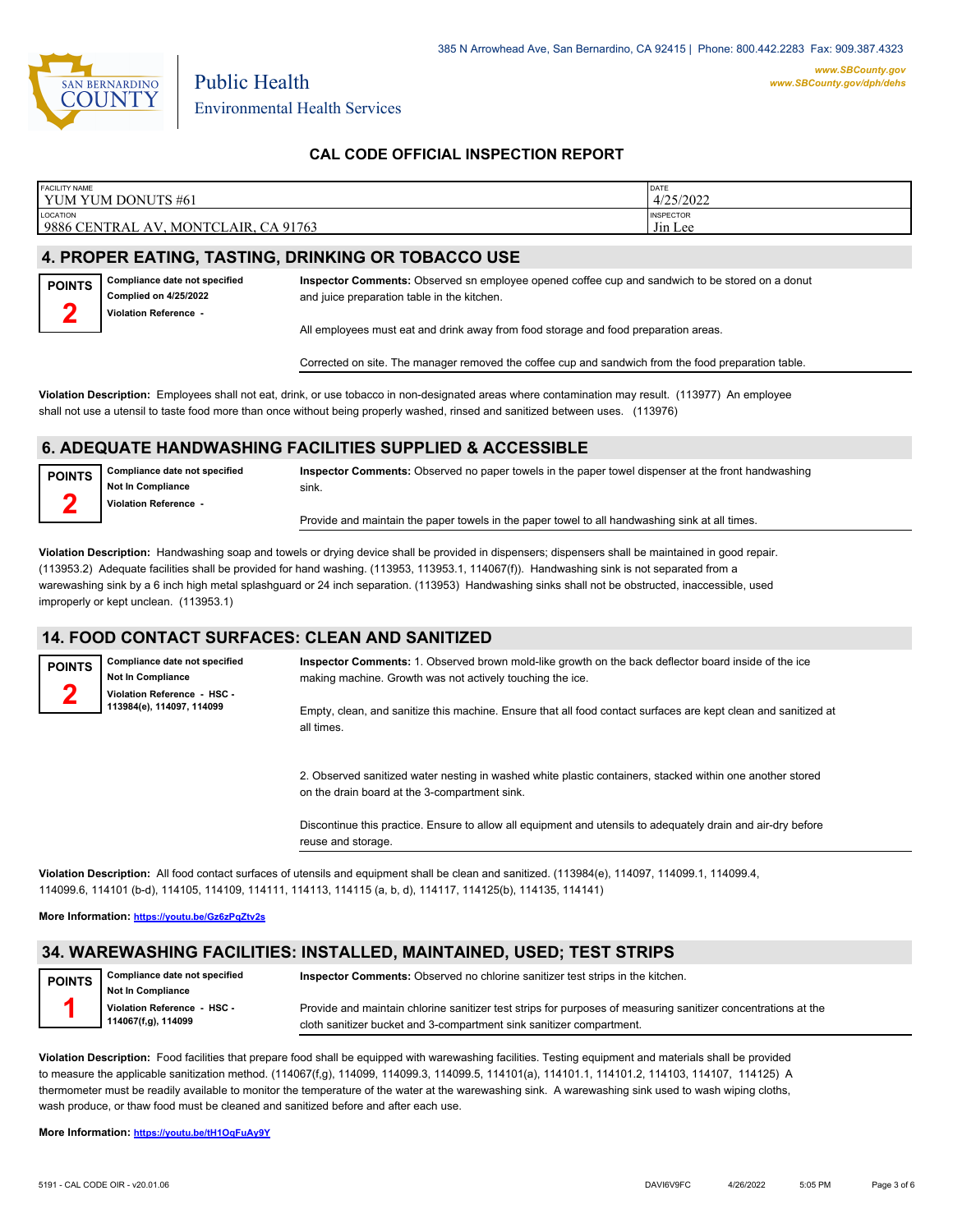385 N Arrowhead Ave, San Bernardino, CA 92415 | Phone: 800.442.2283 Fax: 909.387.4323

Public Health
Environmental Health Services

www.SBCounty.gov
www.SBCounty.gov/dph/dehs

## CAL CODE OFFICIAL INSPECTION REPORT

| FACILITY NAME | DATE |
|---|---|
| YUM YUM DONUTS #61 | 4/25/2022 |
| **LOCATION** | **INSPECTOR** |
| 9886 CENTRAL AV, MONTCLAIR, CA 91763 | Jin Lee |

## 4. PROPER EATING, TASTING, DRINKING OR TOBACCO USE

**POINTS 2**

**Compliance date not specified**
**Complied on 4/25/2022**
**Violation Reference -**

**Inspector Comments:** Observed sn employee opened coffee cup and sandwich to be stored on a donut and juice preparation table in the kitchen.

All employees must eat and drink away from food storage and food preparation areas.

Corrected on site. The manager removed the coffee cup and sandwich from the food preparation table.

**Violation Description:** Employees shall not eat, drink, or use tobacco in non-designated areas where contamination may result. (113977) An employee shall not use a utensil to taste food more than once without being properly washed, rinsed and sanitized between uses. (113976)

## 6. ADEQUATE HANDWASHING FACILITIES SUPPLIED & ACCESSIBLE

**POINTS 2**

**Compliance date not specified**
**Not In Compliance**
**Violation Reference -**

**Inspector Comments:** Observed no paper towels in the paper towel dispenser at the front handwashing sink.

Provide and maintain the paper towels in the paper towel to all handwashing sink at all times.

**Violation Description:** Handwashing soap and towels or drying device shall be provided in dispensers; dispensers shall be maintained in good repair. (113953.2) Adequate facilities shall be provided for hand washing. (113953, 113953.1, 114067(f)). Handwashing sink is not separated from a warewashing sink by a 6 inch high metal splashguard or 24 inch separation. (113953) Handwashing sinks shall not be obstructed, inaccessible, used improperly or kept unclean. (113953.1)

## 14. FOOD CONTACT SURFACES: CLEAN AND SANITIZED

**POINTS 2**

**Compliance date not specified**
**Not In Compliance**
**Violation Reference - HSC - 113984(e), 114097, 114099**

**Inspector Comments:** 1. Observed brown mold-like growth on the back deflector board inside of the ice making machine. Growth was not actively touching the ice.

Empty, clean, and sanitize this machine. Ensure that all food contact surfaces are kept clean and sanitized at all times.

2. Observed sanitized water nesting in washed white plastic containers, stacked within one another stored on the drain board at the 3-compartment sink.

Discontinue this practice. Ensure to allow all equipment and utensils to adequately drain and air-dry before reuse and storage.

**Violation Description:** All food contact surfaces of utensils and equipment shall be clean and sanitized. (113984(e), 114097, 114099.1, 114099.4, 114099.6, 114101 (b-d), 114105, 114109, 114111, 114113, 114115 (a, b, d), 114117, 114125(b), 114135, 114141)

**More Information:** https://youtu.be/Gz6zPqZtv2s

## 34. WAREWASHING FACILITIES: INSTALLED, MAINTAINED, USED; TEST STRIPS

**POINTS 1**

**Compliance date not specified**
**Not In Compliance**
**Violation Reference - HSC - 114067(f,g), 114099**

**Inspector Comments:** Observed no chlorine sanitizer test strips in the kitchen.

Provide and maintain chlorine sanitizer test strips for purposes of measuring sanitizer concentrations at the cloth sanitizer bucket and 3-compartment sink sanitizer compartment.

**Violation Description:** Food facilities that prepare food shall be equipped with warewashing facilities. Testing equipment and materials shall be provided to measure the applicable sanitization method. (114067(f,g), 114099, 114099.3, 114099.5, 114101(a), 114101.1, 114101.2, 114103, 114107, 114125) A thermometer must be readily available to monitor the temperature of the water at the warewashing sink. A warewashing sink used to wash wiping cloths, wash produce, or thaw food must be cleaned and sanitized before and after each use.

**More Information:** https://youtu.be/tH1OgFuAy9Y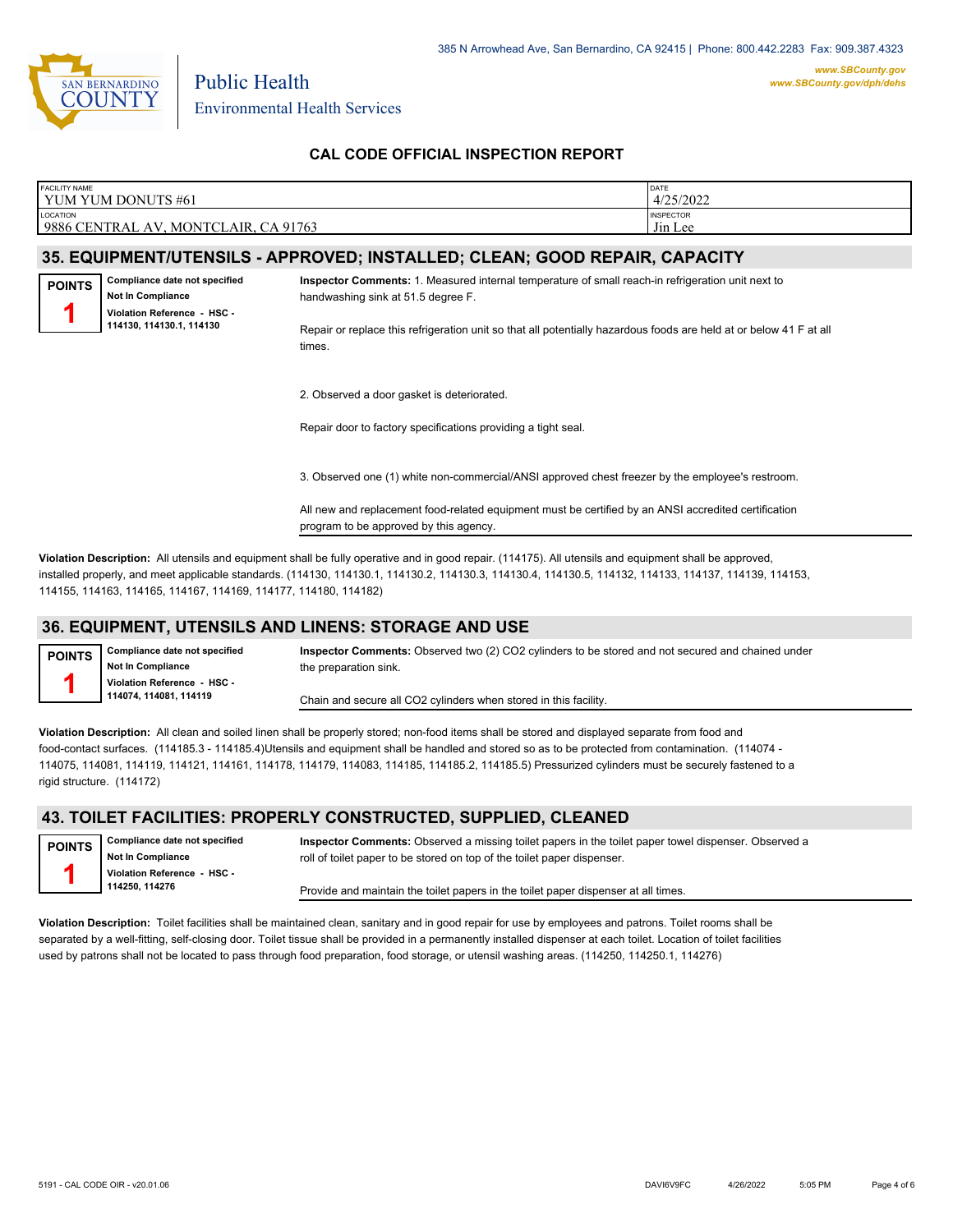# CAL CODE OFFICIAL INSPECTION REPORT

| FACILITY NAME | DATE |
| --- | --- |
| YUM YUM DONUTS #61 | 4/25/2022 |
| **LOCATION** | **INSPECTOR** |
| 9886 CENTRAL AV, MONTCLAIR, CA 91763 | Jin Lee |

## 35. EQUIPMENT/UTENSILS - APPROVED; INSTALLED; CLEAN; GOOD REPAIR, CAPACITY

**POINTS 1**

**Compliance date not specified**
**Not In Compliance**
**Violation Reference - HSC - 114130, 114130.1, 114130**

**Inspector Comments:** 1. Measured internal temperature of small reach-in refrigeration unit next to handwashing sink at 51.5 degree F.

Repair or replace this refrigeration unit so that all potentially hazardous foods are held at or below 41 F at all times.

2. Observed a door gasket is deteriorated.

Repair door to factory specifications providing a tight seal.

3. Observed one (1) white non-commercial/ANSI approved chest freezer by the employee's restroom.

All new and replacement food-related equipment must be certified by an ANSI accredited certification program to be approved by this agency.

**Violation Description:** All utensils and equipment shall be fully operative and in good repair. (114175). All utensils and equipment shall be approved, installed properly, and meet applicable standards. (114130, 114130.1, 114130.2, 114130.3, 114130.4, 114130.5, 114132, 114133, 114137, 114139, 114153, 114155, 114163, 114165, 114167, 114169, 114177, 114180, 114182)

## 36. EQUIPMENT, UTENSILS AND LINENS: STORAGE AND USE

**POINTS 1**

**Compliance date not specified**
**Not In Compliance**
**Violation Reference - HSC - 114074, 114081, 114119**

**Inspector Comments:** Observed two (2) CO2 cylinders to be stored and not secured and chained under the preparation sink.

Chain and secure all CO2 cylinders when stored in this facility.

**Violation Description:** All clean and soiled linen shall be properly stored; non-food items shall be stored and displayed separate from food and food-contact surfaces. (114185.3 - 114185.4)Utensils and equipment shall be handled and stored so as to be protected from contamination. (114074 - 114075, 114081, 114119, 114121, 114161, 114178, 114179, 114083, 114185, 114185.2, 114185.5) Pressurized cylinders must be securely fastened to a rigid structure. (114172)

## 43. TOILET FACILITIES: PROPERLY CONSTRUCTED, SUPPLIED, CLEANED

**POINTS 1**

**Compliance date not specified**
**Not In Compliance**
**Violation Reference - HSC - 114250, 114276**

**Inspector Comments:** Observed a missing toilet papers in the toilet paper towel dispenser. Observed a roll of toilet paper to be stored on top of the toilet paper dispenser.

Provide and maintain the toilet papers in the toilet paper dispenser at all times.

**Violation Description:** Toilet facilities shall be maintained clean, sanitary and in good repair for use by employees and patrons. Toilet rooms shall be separated by a well-fitting, self-closing door. Toilet tissue shall be provided in a permanently installed dispenser at each toilet. Location of toilet facilities used by patrons shall not be located to pass through food preparation, food storage, or utensil washing areas. (114250, 114250.1, 114276)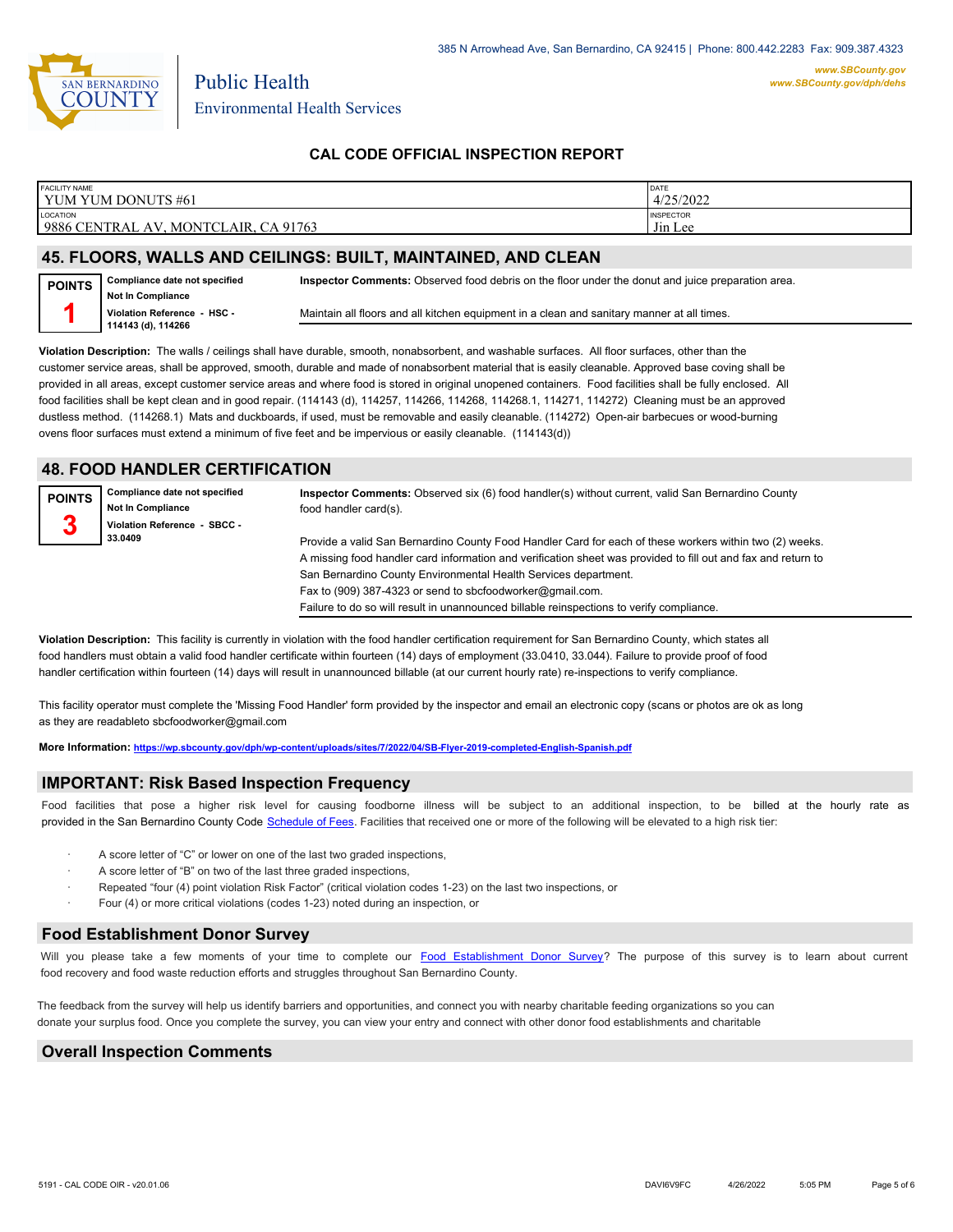385 N Arrowhead Ave, San Bernardino, CA 92415 | Phone: 800.442.2283 Fax: 909.387.4323

www.SBCounty.gov
www.SBCounty.gov/dph/dehs

Public Health
Environmental Health Services

## CAL CODE OFFICIAL INSPECTION REPORT

| FACILITY NAME | DATE |
|---|---|
| YUM YUM DONUTS #61 | 4/25/2022 |
| LOCATION | INSPECTOR |
| 9886 CENTRAL AV, MONTCLAIR, CA 91763 | Jin Lee |

## 45. FLOORS, WALLS AND CEILINGS: BUILT, MAINTAINED, AND CLEAN

**POINTS**
**1**

**Compliance date not specified**
**Not In Compliance**
**Violation Reference - HSC - 114143 (d), 114266**

**Inspector Comments:** Observed food debris on the floor under the donut and juice preparation area.

Maintain all floors and all kitchen equipment in a clean and sanitary manner at all times.

**Violation Description:** The walls / ceilings shall have durable, smooth, nonabsorbent, and washable surfaces. All floor surfaces, other than the customer service areas, shall be approved, smooth, durable and made of nonabsorbent material that is easily cleanable. Approved base coving shall be provided in all areas, except customer service areas and where food is stored in original unopened containers. Food facilities shall be fully enclosed. All food facilities shall be kept clean and in good repair. (114143 (d), 114257, 114266, 114268, 114268.1, 114271, 114272) Cleaning must be an approved dustless method. (114268.1) Mats and duckboards, if used, must be removable and easily cleanable. (114272) Open-air barbecues or wood-burning ovens floor surfaces must extend a minimum of five feet and be impervious or easily cleanable. (114143(d))

## 48. FOOD HANDLER CERTIFICATION

**POINTS**
**3**

**Compliance date not specified**
**Not In Compliance**
**Violation Reference - SBCC - 33.0409**

**Inspector Comments:** Observed six (6) food handler(s) without current, valid San Bernardino County food handler card(s).

Provide a valid San Bernardino County Food Handler Card for each of these workers within two (2) weeks.
A missing food handler card information and verification sheet was provided to fill out and fax and return to San Bernardino County Environmental Health Services department.
Fax to (909) 387-4323 or send to sbcfoodworker@gmail.com.
Failure to do so will result in unannounced billable reinspections to verify compliance.

**Violation Description:** This facility is currently in violation with the food handler certification requirement for San Bernardino County, which states all food handlers must obtain a valid food handler certificate within fourteen (14) days of employment (33.0410, 33.044). Failure to provide proof of food handler certification within fourteen (14) days will result in unannounced billable (at our current hourly rate) re-inspections to verify compliance.

This facility operator must complete the 'Missing Food Handler' form provided by the inspector and email an electronic copy (scans or photos are ok as long as they are readableto sbcfoodworker@gmail.com

**More Information:** https://wp.sbcounty.gov/dph/wp-content/uploads/sites/7/2022/04/SB-Flyer-2019-completed-English-Spanish.pdf

## IMPORTANT: Risk Based Inspection Frequency

Food facilities that pose a higher risk level for causing foodborne illness will be subject to an additional inspection, to be billed at the hourly rate as provided in the San Bernardino County Code Schedule of Fees. Facilities that received one or more of the following will be elevated to a high risk tier:

- A score letter of "C" or lower on one of the last two graded inspections,
- A score letter of "B" on two of the last three graded inspections,
- Repeated "four (4) point violation Risk Factor" (critical violation codes 1-23) on the last two inspections, or
- Four (4) or more critical violations (codes 1-23) noted during an inspection, or

## Food Establishment Donor Survey

Will you please take a few moments of your time to complete our Food Establishment Donor Survey? The purpose of this survey is to learn about current food recovery and food waste reduction efforts and struggles throughout San Bernardino County.

The feedback from the survey will help us identify barriers and opportunities, and connect you with nearby charitable feeding organizations so you can donate your surplus food. Once you complete the survey, you can view your entry and connect with other donor food establishments and charitable

## Overall Inspection Comments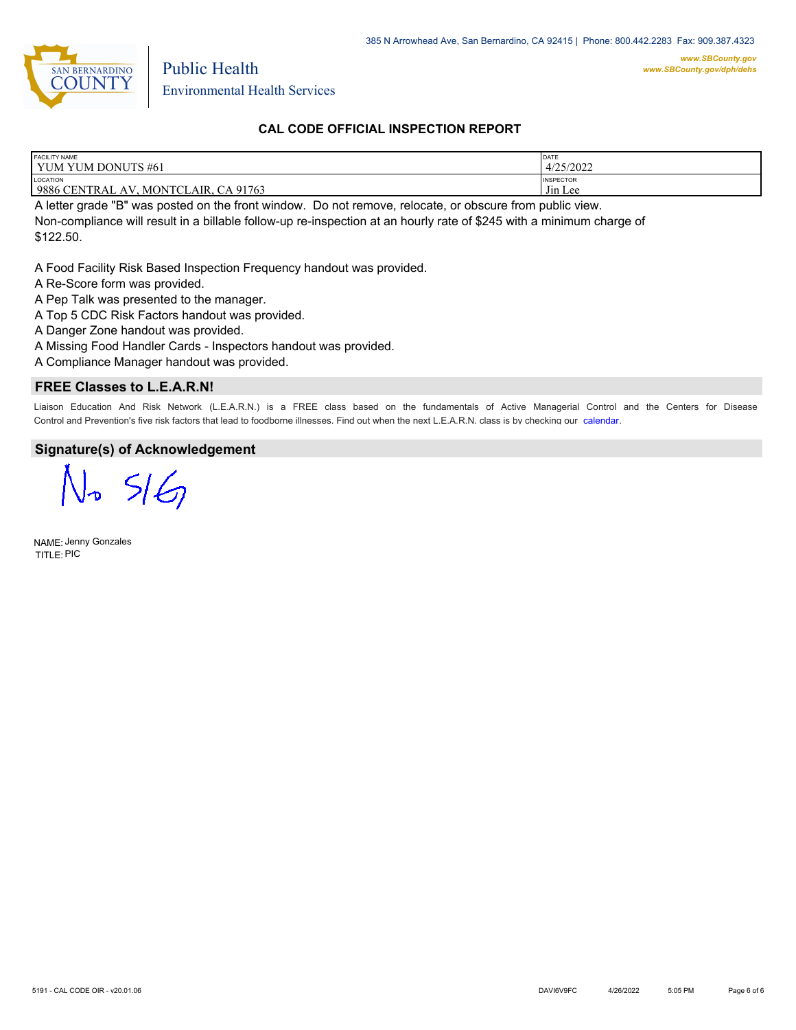385 N Arrowhead Ave, San Bernardino, CA 92415 | Phone: 800.442.2283 Fax: 909.387.4323

www.SBCounty.gov
www.SBCounty.gov/dph/dehs

SAN BERNARDINO COUNTY

Public Health
Environmental Health Services

## CAL CODE OFFICIAL INSPECTION REPORT

| | |
|---|---|
| FACILITY NAME<br>YUM YUM DONUTS #61 | DATE<br>4/25/2022 |
| LOCATION<br>9886 CENTRAL AV, MONTCLAIR, CA 91763 | INSPECTOR<br>Jin Lee |

A letter grade "B" was posted on the front window. Do not remove, relocate, or obscure from public view.
Non-compliance will result in a billable follow-up re-inspection at an hourly rate of $245 with a minimum charge of $122.50.

A Food Facility Risk Based Inspection Frequency handout was provided.
A Re-Score form was provided.
A Pep Talk was presented to the manager.
A Top 5 CDC Risk Factors handout was provided.
A Danger Zone handout was provided.
A Missing Food Handler Cards - Inspectors handout was provided.
A Compliance Manager handout was provided.

### FREE Classes to L.E.A.R.N!

Liaison Education And Risk Network (L.E.A.R.N.) is a FREE class based on the fundamentals of Active Managerial Control and the Centers for Disease Control and Prevention's five risk factors that lead to foodborne illnesses. Find out when the next L.E.A.R.N. class is by checking our calendar.

### Signature(s) of Acknowledgement

No SIG

NAME: Jenny Gonzales
TITLE: PIC